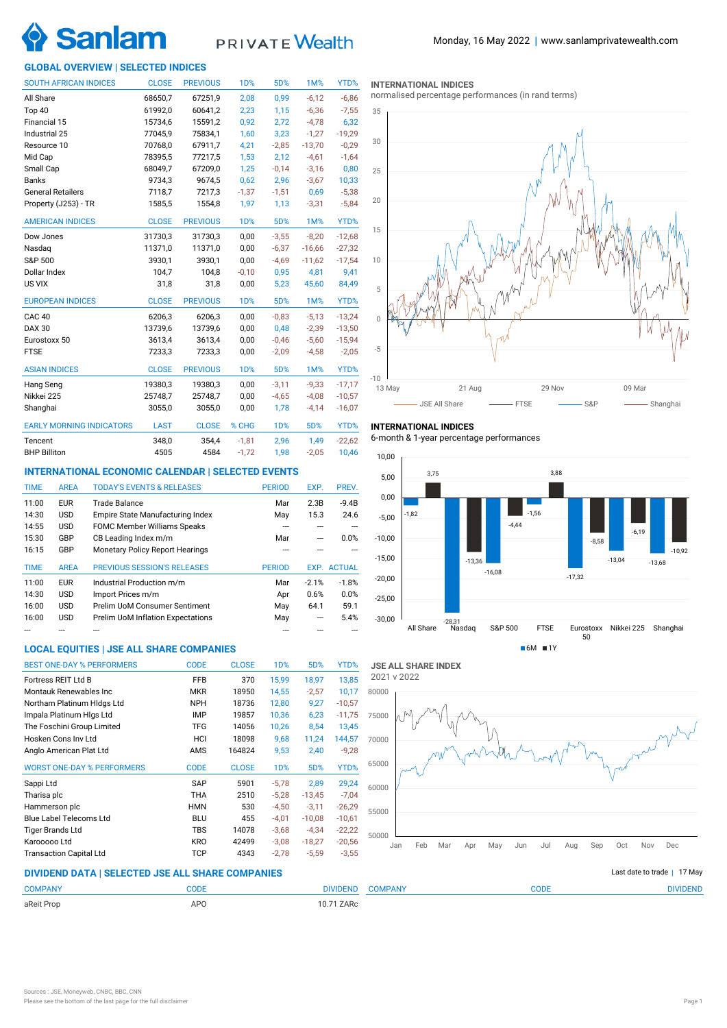Monday, 16 May 2022 | www.sanlamprivatewealth.com

## GLOBAL OVERVIEW | SELECTED INDICES

| SOUTH AFRICAN INDICES | CLOSE | PREVIOUS | 1D% | 5D% | 1M% | YTD% |
|---|---|---|---|---|---|---|
| All Share | 68650,7 | 67251,9 | 2,08 | 0,99 | -6,12 | -6,86 |
| Top 40 | 61992,0 | 60641,2 | 2,23 | 1,15 | -6,36 | -7,55 |
| Financial 15 | 15734,6 | 15591,2 | 0,92 | 2,72 | -4,78 | 6,32 |
| Industrial 25 | 77045,9 | 75834,1 | 1,60 | 3,23 | -1,27 | -19,29 |
| Resource 10 | 70768,0 | 67911,7 | 4,21 | -2,85 | -13,70 | -0,29 |
| Mid Cap | 78395,5 | 77217,5 | 1,53 | 2,12 | -4,61 | -1,64 |
| Small Cap | 68049,7 | 67209,0 | 1,25 | -0,14 | -3,16 | 0,80 |
| Banks | 9734,3 | 9674,5 | 0,62 | 2,96 | -3,67 | 10,33 |
| General Retailers | 7118,7 | 7217,3 | -1,37 | -1,51 | 0,69 | -5,38 |
| Property (J253) - TR | 1585,5 | 1554,8 | 1,97 | 1,13 | -3,31 | -5,84 |

| AMERICAN INDICES | CLOSE | PREVIOUS | 1D% | 5D% | 1M% | YTD% |
|---|---|---|---|---|---|---|
| Dow Jones | 31730,3 | 31730,3 | 0,00 | -3,55 | -8,20 | -12,68 |
| Nasdaq | 11371,0 | 11371,0 | 0,00 | -6,37 | -16,66 | -27,32 |
| S&P 500 | 3930,1 | 3930,1 | 0,00 | -4,69 | -11,62 | -17,54 |
| Dollar Index | 104,7 | 104,8 | -0,10 | 0,95 | 4,81 | 9,41 |
| US VIX | 31,8 | 31,8 | 0,00 | 5,23 | 45,60 | 84,49 |

| EUROPEAN INDICES | CLOSE | PREVIOUS | 1D% | 5D% | 1M% | YTD% |
|---|---|---|---|---|---|---|
| CAC 40 | 6206,3 | 6206,3 | 0,00 | -0,83 | -5,13 | -13,24 |
| DAX 30 | 13739,6 | 13739,6 | 0,00 | 0,48 | -2,39 | -13,50 |
| Eurostoxx 50 | 3613,4 | 3613,4 | 0,00 | -0,46 | -5,60 | -15,94 |
| FTSE | 7233,3 | 7233,3 | 0,00 | -2,09 | -4,58 | -2,05 |

| ASIAN INDICES | CLOSE | PREVIOUS | 1D% | 5D% | 1M% | YTD% |
|---|---|---|---|---|---|---|
| Hang Seng | 19380,3 | 19380,3 | 0,00 | -3,11 | -9,33 | -17,17 |
| Nikkei 225 | 25748,7 | 25748,7 | 0,00 | -4,65 | -4,08 | -10,57 |
| Shanghai | 3055,0 | 3055,0 | 0,00 | 1,78 | -4,14 | -16,07 |

| EARLY MORNING INDICATORS | LAST | CLOSE | % CHG | 5D% | 1M% | YTD% |
|---|---|---|---|---|---|---|
| Tencent | 348,0 | 354,4 | -1,81 | 2,96 | 1,49 | -22,62 |
| BHP Billiton | 4505 | 4584 | -1,72 | 1,98 | -2,05 | 10,46 |

### INTERNATIONAL INDICES
normalised percentage performances (in rand terms)

Legend: JSE All Share, FTSE, S&P, Shanghai (13 May – 09 Mar)

### INTERNATIONAL INDICES
6-month & 1-year percentage performances

| Index | 6M | 1Y |
|---|---|---|
| All Share | -1,82 | 3,75 |
| Nasdaq | -28,31 | -13,36 |
| S&P 500 | -16,08 | -4,44 |
| FTSE | -1,56 | 3,88 |
| Eurostoxx 50 | -17,32 | -8,58 |
| Nikkei 225 | -13,04 | -6,19 |
| Shanghai | -13,68 | -10,92 |

## INTERNATIONAL ECONOMIC CALENDAR | SELECTED EVENTS

| TIME | AREA | TODAY'S EVENTS & RELEASES | PERIOD | EXP. | PREV. |
|---|---|---|---|---|---|
| 11:00 | EUR | Trade Balance | Mar | 2.3B | -9.4B |
| 14:30 | USD | Empire State Manufacturing Index | May | 15.3 | 24.6 |
| 14:55 | USD | FOMC Member Williams Speaks | --- | --- | --- |
| 15:30 | GBP | CB Leading Index m/m | Mar | --- | 0.0% |
| 16:15 | GBP | Monetary Policy Report Hearings | --- | --- | --- |

| TIME | AREA | PREVIOUS SESSION'S RELEASES | PERIOD | EXP. | ACTUAL |
|---|---|---|---|---|---|
| 11:00 | EUR | Industrial Production m/m | Mar | -2.1% | -1.8% |
| 14:30 | USD | Import Prices m/m | Apr | 0.6% | 0.0% |
| 16:00 | USD | Prelim UoM Consumer Sentiment | May | 64.1 | 59.1 |
| 16:00 | USD | Prelim UoM Inflation Expectations | May | --- | 5.4% |
| --- | --- | --- | --- | --- | --- |

## LOCAL EQUITIES | JSE ALL SHARE COMPANIES

| BEST ONE-DAY % PERFORMERS | CODE | CLOSE | 1D% | 5D% | YTD% |
|---|---|---|---|---|---|
| Fortress REIT Ltd B | FFB | 370 | 15,99 | 18,97 | 13,85 |
| Montauk Renewables Inc | MKR | 18950 | 14,55 | -2,57 | 10,17 |
| Northam Platinum Hldgs Ltd | NPH | 18736 | 12,80 | 9,27 | -10,57 |
| Impala Platinum Hlgs Ltd | IMP | 19857 | 10,36 | 6,23 | -11,75 |
| The Foschini Group Limited | TFG | 14056 | 10,26 | 8,54 | 13,45 |
| Hosken Cons Inv Ltd | HCI | 18098 | 9,68 | 11,24 | 144,57 |
| Anglo American Plat Ltd | AMS | 164824 | 9,53 | 2,40 | -9,28 |

| WORST ONE-DAY % PERFORMERS | CODE | CLOSE | 1D% | 5D% | YTD% |
|---|---|---|---|---|---|
| Sappi Ltd | SAP | 5901 | -5,78 | 2,89 | 29,24 |
| Tharisa plc | THA | 2510 | -5,28 | -13,45 | -7,04 |
| Hammerson plc | HMN | 530 | -4,50 | -3,11 | -26,29 |
| Blue Label Telecoms Ltd | BLU | 455 | -4,01 | -10,08 | -10,61 |
| Tiger Brands Ltd | TBS | 14078 | -3,68 | -4,34 | -22,22 |
| Karooooo Ltd | KRO | 42499 | -3,08 | -18,27 | -20,56 |
| Transaction Capital Ltd | TCP | 4343 | -2,78 | -5,59 | -3,55 |

### JSE ALL SHARE INDEX
2021 v 2022

## DIVIDEND DATA | SELECTED JSE ALL SHARE COMPANIES

Last date to trade | 17 May

| COMPANY | CODE | DIVIDEND | COMPANY | CODE | DIVIDEND |
|---|---|---|---|---|---|
| aReit Prop | APO | 10.71 ZARc | | | |

Sources : JSE, Moneyweb, CNBC, BBC, CNN
Please see the bottom of the last page for the full disclaimer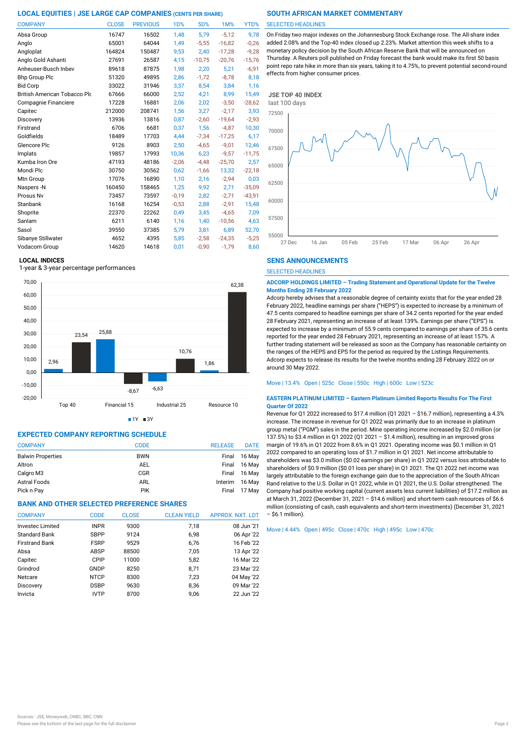## LOCAL EQUITIES | JSE LARGE CAP COMPANIES (CENTS PER SHARE)

| COMPANY | CLOSE | PREVIOUS | 1D% | 5D% | 1M% | YTD% |
|---|---|---|---|---|---|---|
| Absa Group | 16747 | 16502 | 1,48 | 5,79 | -5,12 | 9,78 |
| Anglo | 65001 | 64044 | 1,49 | -5,55 | -16,82 | -0,26 |
| Angloplat | 164824 | 150487 | 9,53 | 2,40 | -17,28 | -9,28 |
| Anglo Gold Ashanti | 27691 | 26587 | 4,15 | -10,75 | -20,76 | -15,76 |
| Anheuser-Busch Inbev | 89618 | 87875 | 1,98 | 2,20 | 5,21 | -6,91 |
| Bhp Group Plc | 51320 | 49895 | 2,86 | -1,72 | -8,78 | 8,18 |
| Bid Corp | 33022 | 31946 | 3,37 | 8,54 | 3,84 | 1,16 |
| British American Tobacco Plc | 67666 | 66000 | 2,52 | 4,21 | 8,99 | 15,49 |
| Compagnie Financiere | 17228 | 16881 | 2,06 | 2,02 | -3,50 | -28,62 |
| Capitec | 212000 | 208741 | 1,56 | 3,27 | -2,17 | 3,93 |
| Discovery | 13936 | 13816 | 0,87 | -2,60 | -19,64 | -2,93 |
| Firstrand | 6706 | 6681 | 0,37 | 1,56 | -4,87 | 10,30 |
| Goldfields | 18489 | 17703 | 4,44 | -7,34 | -17,25 | 6,17 |
| Glencore Plc | 9126 | 8903 | 2,50 | -4,65 | -9,01 | 12,46 |
| Implats | 19857 | 17993 | 10,36 | 6,23 | -9,57 | -11,75 |
| Kumba Iron Ore | 47193 | 48186 | -2,06 | -4,48 | -25,70 | 2,57 |
| Mondi Plc | 30750 | 30562 | 0,62 | -1,66 | 13,32 | -22,18 |
| Mtn Group | 17076 | 16890 | 1,10 | 2,16 | -2,94 | 0,03 |
| Naspers -N | 160450 | 158465 | 1,25 | 9,92 | 2,71 | -35,09 |
| Prosus Nv | 73457 | 73597 | -0,19 | 2,82 | -2,71 | -43,91 |
| Stanbank | 16168 | 16254 | -0,53 | 2,88 | -2,91 | 15,48 |
| Shoprite | 22370 | 22262 | 0,49 | 3,45 | -4,65 | 7,09 |
| Sanlam | 6211 | 6140 | 1,16 | 1,40 | -10,56 | 4,63 |
| Sasol | 39550 | 37385 | 5,79 | 3,81 | 6,89 | 52,70 |
| Sibanye Stillwater | 4652 | 4395 | 5,85 | -2,58 | -24,35 | -5,25 |
| Vodacom Group | 14620 | 14618 | 0,01 | -0,90 | -1,79 | 8,60 |

### LOCAL INDICES

1-year & 3-year percentage performances

| Index | 1Y | 3Y |
|---|---|---|
| Top 40 | 2,96 | 23,54 |
| Financial 15 | 25,88 | -8,67 |
| Industrial 25 | -6,63 | 10,76 |
| Resource 10 | 1,86 | 62,38 |

## EXPECTED COMPANY REPORTING SCHEDULE

| COMPANY | CODE | RELEASE | DATE |
|---|---|---|---|
| Balwin Properties | BWN | Final | 16 May |
| Altron | AEL | Final | 16 May |
| Calgro M3 | CGR | Final | 16 May |
| Astral Foods | ARL | Interim | 16 May |
| Pick n Pay | PIK | Final | 17 May |

## BANK AND OTHER SELECTED PREFERENCE SHARES

| COMPANY | CODE | CLOSE | CLEAN YIELD | APPROX. NXT. LDT |
|---|---|---|---|---|
| Investec Limited | INPR | 9300 | 7,18 | 08 Jun '21 |
| Standard Bank | SBPP | 9124 | 6,98 | 06 Apr '22 |
| Firstrand Bank | FSRP | 9529 | 6,76 | 16 Feb '22 |
| Absa | ABSP | 88500 | 7,05 | 13 Apr '22 |
| Capitec | CPIP | 11000 | 5,82 | 16 Mar '22 |
| Grindrod | GNDP | 8250 | 8,71 | 23 Mar '22 |
| Netcare | NTCP | 8300 | 7,23 | 04 May '22 |
| Discovery | DSBP | 9630 | 8,36 | 09 Mar '22 |
| Invicta | IVTP | 8700 | 9,06 | 22 Jun '22 |

## SOUTH AFRICAN MARKET COMMENTARY

SELECTED HEADLINES

On Friday two major indexes on the Johannesburg Stock Exchange rose. The All-share index added 2.08% and the Top-40 index closed up 2.23%. Market attention this week shifts to a monetary policy decision by the South African Reserve Bank that will be announced on Thursday. A Reuters poll published on Friday forecast the bank would make its first 50 basis point repo rate hike in more than six years, taking it to 4.75%, to prevent potential second-round effects from higher consumer prices.

**JSE TOP 40 INDEX**

last 100 days

## SENS ANNOUNCEMENTS

SELECTED HEADLINES

**ADCORP HOLDINGS LIMITED – Trading Statement and Operational Update for the Twelve Months Ending 28 February 2022**

Adcorp hereby advises that a reasonable degree of certainty exists that for the year ended 28 February 2022, headline earnings per share ("HEPS") is expected to increase by a minimum of 47.5 cents compared to headline earnings per share of 34.2 cents reported for the year ended 28 February 2021, representing an increase of at least 139%. Earnings per share ("EPS") is expected to increase by a minimum of 55.9 cents compared to earnings per share of 35.6 cents reported for the year ended 28 February 2021, representing an increase of at least 157%. A further trading statement will be released as soon as the Company has reasonable certainty on the ranges of the HEPS and EPS for the period as required by the Listings Requirements. Adcorp expects to release its results for the twelve months ending 28 February 2022 on or around 30 May 2022.

Move | 13.4% Open | 525c Close | 550c High | 600c Low | 523c

**EASTERN PLATINUM LIMITED – Eastern Platinum Limited Reports Results For The First Quarter Of 2022**

Revenue for Q1 2022 increased to $17.4 million (Q1 2021 – $16.7 million), representing a 4.3% increase. The increase in revenue for Q1 2022 was primarily due to an increase in platinum group metal ("PGM") sales in the period. Mine operating income increased by $2.0 million (or 137.5%) to $3.4 million in Q1 2022 (Q1 2021 – $1.4 million), resulting in an improved gross margin of 19.6% in Q1 2022 from 8.6% in Q1 2021. Operating income was $0.1 million in Q1 2022 compared to an operating loss of $1.7 million in Q1 2021. Net income attributable to shareholders was $3.0 million ($0.02 earnings per share) in Q1 2022 versus loss attributable to shareholders of $0.9 million ($0.01 loss per share) in Q1 2021. The Q1 2022 net income was largely attributable to the foreign exchange gain due to the appreciation of the South African Rand relative to the U.S. Dollar in Q1 2022, while in Q1 2021, the U.S. Dollar strengthened. The Company had positive working capital (current assets less current liabilities) of $17.2 million as at March 31, 2022 (December 31, 2021 – $14.6 million) and short-term cash resources of $6.6 million (consisting of cash, cash equivalents and short-term investments) (December 31, 2021 – $6.1 million).

Move | 4.44% Open | 495c Close | 470c High | 495c Low | 470c

Sources : JSE, Moneyweb, CNBC, BBC, CNN

Please see the bottom of the last page for the full disclaimer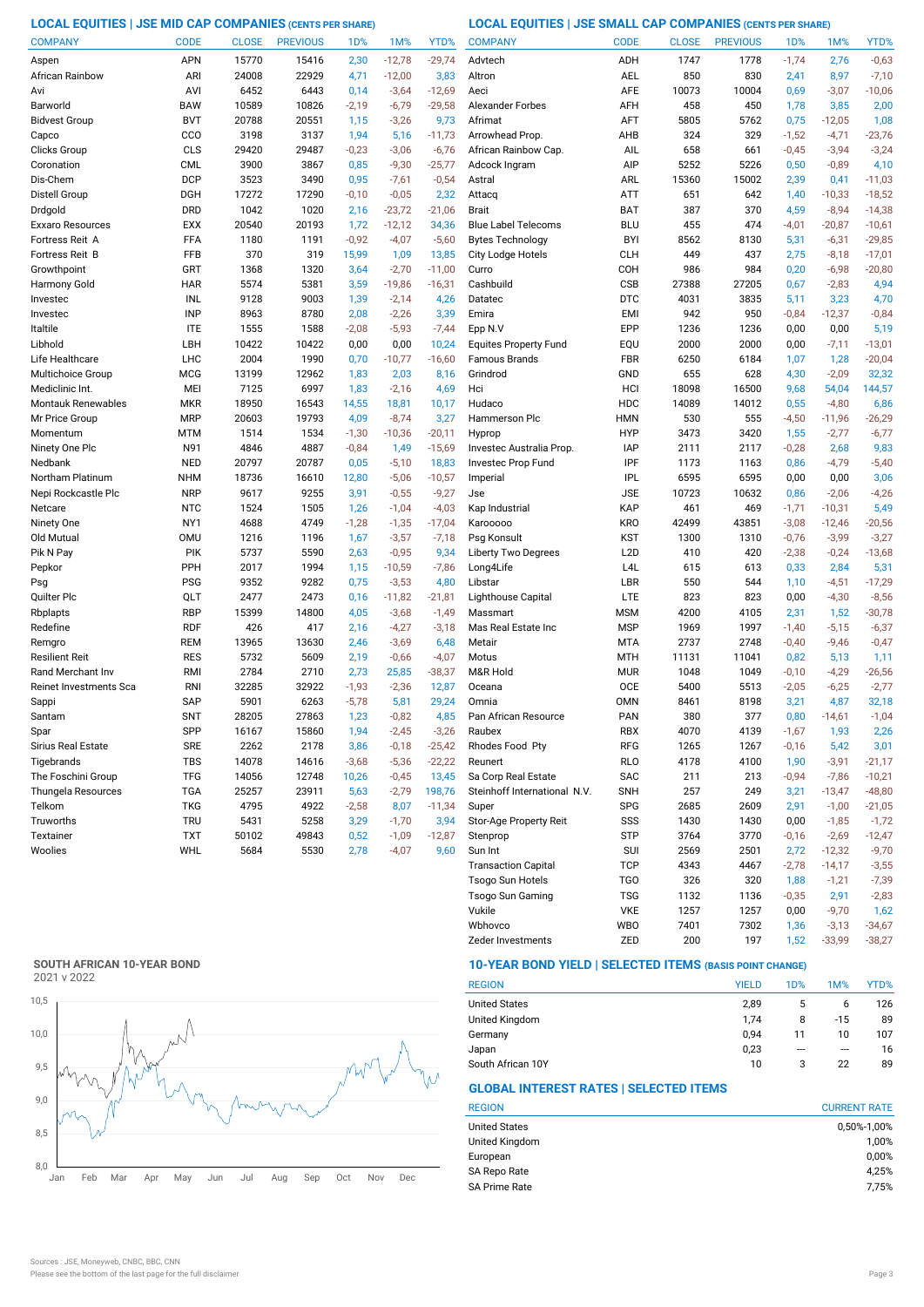## LOCAL EQUITIES | JSE MID CAP COMPANIES (CENTS PER SHARE)

| COMPANY | CODE | CLOSE | PREVIOUS | 1D% | 1M% | YTD% |
|---|---|---|---|---|---|---|
| Aspen | APN | 15770 | 15416 | 2,30 | -12,78 | -29,74 |
| African Rainbow | ARI | 24008 | 22929 | 4,71 | -12,00 | 3,83 |
| Avi | AVI | 6452 | 6443 | 0,14 | -3,64 | -12,69 |
| Barworld | BAW | 10589 | 10826 | -2,19 | -6,79 | -29,58 |
| Bidvest Group | BVT | 20788 | 20551 | 1,15 | -3,26 | 9,73 |
| Capco | CCO | 3198 | 3137 | 1,94 | 5,16 | -11,73 |
| Clicks Group | CLS | 29420 | 29487 | -0,23 | -3,06 | -6,76 |
| Coronation | CML | 3900 | 3867 | 0,85 | -9,30 | -25,77 |
| Dis-Chem | DCP | 3523 | 3490 | 0,95 | -7,61 | -0,54 |
| Distell Group | DGH | 17272 | 17290 | -0,10 | -0,05 | 2,32 |
| Drdgold | DRD | 1042 | 1020 | 2,16 | -23,72 | -21,06 |
| Exxaro Resources | EXX | 20540 | 20193 | 1,72 | -12,12 | 34,36 |
| Fortress Reit A | FFA | 1180 | 1191 | -0,92 | -4,07 | -5,60 |
| Fortress Reit B | FFB | 370 | 319 | 15,99 | 1,09 | 13,85 |
| Growthpoint | GRT | 1368 | 1320 | 3,64 | -2,70 | -11,00 |
| Harmony Gold | HAR | 5574 | 5381 | 3,59 | -19,86 | -16,31 |
| Investec | INL | 9128 | 9003 | 1,39 | -2,14 | 4,26 |
| Investec | INP | 8963 | 8780 | 2,08 | -2,26 | 3,39 |
| Italtile | ITE | 1555 | 1588 | -2,08 | -5,93 | -7,44 |
| Libhold | LBH | 10422 | 10422 | 0,00 | 0,00 | 10,24 |
| Life Healthcare | LHC | 2004 | 1990 | 0,70 | -10,77 | -16,60 |
| Multichoice Group | MCG | 13199 | 12962 | 1,83 | 2,03 | 8,16 |
| Mediclinic Int. | MEI | 7125 | 6997 | 1,83 | -2,16 | 4,69 |
| Montauk Renewables | MKR | 18950 | 16543 | 14,55 | 18,81 | 10,17 |
| Mr Price Group | MRP | 20603 | 19793 | 4,09 | -8,74 | 3,27 |
| Momentum | MTM | 1514 | 1534 | -1,30 | -10,36 | -20,11 |
| Ninety One Plc | N91 | 4846 | 4887 | -0,84 | 1,49 | -15,69 |
| Nedbank | NED | 20797 | 20787 | 0,05 | -5,10 | 18,83 |
| Northam Platinum | NHM | 18736 | 16610 | 12,80 | -5,06 | -10,57 |
| Nepi Rockcastle Plc | NRP | 9617 | 9255 | 3,91 | -0,55 | -9,27 |
| Netcare | NTC | 1524 | 1505 | 1,26 | -1,04 | -4,03 |
| Ninety One | NY1 | 4688 | 4749 | -1,28 | -1,35 | -17,04 |
| Old Mutual | OMU | 1216 | 1196 | 1,67 | -3,57 | -7,18 |
| Pik N Pay | PIK | 5737 | 5590 | 2,63 | -0,95 | 9,34 |
| Pepkor | PPH | 2017 | 1994 | 1,15 | -10,59 | -7,86 |
| Psg | PSG | 9352 | 9282 | 0,75 | -3,53 | 4,80 |
| Quilter Plc | QLT | 2477 | 2473 | 0,16 | -11,82 | -21,81 |
| Rbplapts | RBP | 15399 | 14800 | 4,05 | -3,68 | -1,49 |
| Redefine | RDF | 426 | 417 | 2,16 | -4,27 | -3,18 |
| Remgro | REM | 13965 | 13630 | 2,46 | -3,69 | 6,48 |
| Resilient Reit | RES | 5732 | 5609 | 2,19 | -0,66 | -4,07 |
| Rand Merchant Inv | RMI | 2784 | 2710 | 2,73 | 25,85 | -38,37 |
| Reinet Investments Sca | RNI | 32285 | 32922 | -1,93 | -2,36 | 12,87 |
| Sappi | SAP | 5901 | 6263 | -5,78 | 5,81 | 29,24 |
| Santam | SNT | 28205 | 27863 | 1,23 | -0,82 | 4,85 |
| Spar | SPP | 16167 | 15860 | 1,94 | -2,45 | -3,26 |
| Sirius Real Estate | SRE | 2262 | 2178 | 3,86 | -0,18 | -25,42 |
| Tigebrands | TBS | 14078 | 14616 | -3,68 | -5,36 | -22,22 |
| The Foschini Group | TFG | 14056 | 12748 | 10,26 | -0,45 | 13,45 |
| Thungela Resources | TGA | 25257 | 23911 | 5,63 | -2,79 | 198,76 |
| Telkom | TKG | 4795 | 4922 | -2,58 | 8,07 | -11,34 |
| Truworths | TRU | 5431 | 5258 | 3,29 | -1,70 | 3,94 |
| Textainer | TXT | 50102 | 49843 | 0,52 | -1,09 | -12,87 |
| Woolies | WHL | 5684 | 5530 | 2,78 | -4,07 | 9,60 |

## LOCAL EQUITIES | JSE SMALL CAP COMPANIES (CENTS PER SHARE)

| COMPANY | CODE | CLOSE | PREVIOUS | 1D% | 1M% | YTD% |
|---|---|---|---|---|---|---|
| Advtech | ADH | 1747 | 1778 | -1,74 | 2,76 | -0,63 |
| Altron | AEL | 850 | 830 | 2,41 | 8,97 | -7,10 |
| Aeci | AFE | 10073 | 10004 | 0,69 | -3,07 | -10,06 |
| Alexander Forbes | AFH | 458 | 450 | 1,78 | 3,85 | 2,00 |
| Afrimat | AFT | 5805 | 5762 | 0,75 | -12,05 | 1,08 |
| Arrowhead Prop. | AHB | 324 | 329 | -1,52 | -4,71 | -23,76 |
| African Rainbow Cap. | AIL | 658 | 661 | -0,45 | -3,94 | -3,24 |
| Adcock Ingram | AIP | 5252 | 5226 | 0,50 | -0,89 | 4,10 |
| Astral | ARL | 15360 | 15002 | 2,39 | 0,41 | -11,03 |
| Attacq | ATT | 651 | 642 | 1,40 | -10,33 | -18,52 |
| Brait | BAT | 387 | 370 | 4,59 | -8,94 | -14,38 |
| Blue Label Telecoms | BLU | 455 | 474 | -4,01 | -20,87 | -10,61 |
| Bytes Technology | BYI | 8562 | 8130 | 5,31 | -6,31 | -29,85 |
| City Lodge Hotels | CLH | 449 | 437 | 2,75 | -8,18 | -17,01 |
| Curro | COH | 986 | 984 | 0,20 | -6,98 | -20,80 |
| Cashbuild | CSB | 27388 | 27205 | 0,67 | -2,83 | 4,94 |
| Datatec | DTC | 4031 | 3835 | 5,11 | 3,23 | 4,70 |
| Emira | EMI | 942 | 950 | -0,84 | -12,37 | -0,84 |
| Epp N.V | EPP | 1236 | 1236 | 0,00 | 0,00 | 5,19 |
| Equites Property Fund | EQU | 2000 | 2000 | 0,00 | -7,11 | -13,01 |
| Famous Brands | FBR | 6250 | 6184 | 1,07 | 1,28 | -20,04 |
| Grindrod | GND | 655 | 628 | 4,30 | -2,09 | 32,32 |
| Hci | HCI | 18098 | 16500 | 9,68 | 54,04 | 144,57 |
| Hudaco | HDC | 14089 | 14012 | 0,55 | -4,80 | 6,86 |
| Hammerson Plc | HMN | 530 | 555 | -4,50 | -11,96 | -26,29 |
| Hyprop | HYP | 3473 | 3420 | 1,55 | -2,77 | -6,77 |
| Investec Australia Prop. | IAP | 2111 | 2117 | -0,28 | 2,68 | 9,83 |
| Investec Prop Fund | IPF | 1173 | 1163 | 0,86 | -4,79 | -5,40 |
| Imperial | IPL | 6595 | 6595 | 0,00 | 0,00 | 3,06 |
| Jse | JSE | 10723 | 10632 | 0,86 | -2,06 | -4,26 |
| Kap Industrial | KAP | 461 | 469 | -1,71 | -10,31 | 5,49 |
| Karooooo | KRO | 42499 | 43851 | -3,08 | -12,46 | -20,56 |
| Psg Konsult | KST | 1300 | 1310 | -0,76 | -3,99 | -3,27 |
| Liberty Two Degrees | L2D | 410 | 420 | -2,38 | -0,24 | -13,68 |
| Long4Life | L4L | 615 | 613 | 0,33 | 2,84 | 5,31 |
| Libstar | LBR | 550 | 544 | 1,10 | -4,51 | -17,29 |
| Lighthouse Capital | LTE | 823 | 823 | 0,00 | -4,30 | -8,56 |
| Massmart | MSM | 4200 | 4105 | 2,31 | 1,52 | -30,78 |
| Mas Real Estate Inc | MSP | 1969 | 1997 | -1,40 | -5,15 | -6,37 |
| Metair | MTA | 2737 | 2748 | -0,40 | -9,46 | -0,47 |
| Motus | MTH | 11131 | 11041 | 0,82 | 5,13 | 1,11 |
| M&R Hold | MUR | 1048 | 1049 | -0,10 | -4,29 | -26,56 |
| Oceana | OCE | 5400 | 5513 | -2,05 | -6,25 | -2,77 |
| Omnia | OMN | 8461 | 8198 | 3,21 | 4,87 | 32,18 |
| Pan African Resource | PAN | 380 | 377 | 0,80 | -14,61 | -1,04 |
| Raubex | RBX | 4070 | 4139 | -1,67 | 1,93 | 2,26 |
| Rhodes Food Pty | RFG | 1265 | 1267 | -0,16 | 5,42 | 3,01 |
| Reunert | RLO | 4178 | 4100 | 1,90 | -3,91 | -21,17 |
| Sa Corp Real Estate | SAC | 211 | 213 | -0,94 | -7,86 | -10,21 |
| Steinhoff International N.V. | SNH | 257 | 249 | 3,21 | -13,47 | -48,80 |
| Super | SPG | 2685 | 2609 | 2,91 | -1,00 | -21,05 |
| Stor-Age Property Reit | SSS | 1430 | 1430 | 0,00 | -1,85 | -1,72 |
| Stenprop | STP | 3764 | 3770 | -0,16 | -2,69 | -12,47 |
| Sun Int | SUI | 2569 | 2501 | 2,72 | -12,32 | -9,70 |
| Transaction Capital | TCP | 4343 | 4467 | -2,78 | -14,17 | -3,55 |
| Tsogo Sun Hotels | TGO | 326 | 320 | 1,88 | -1,21 | -7,39 |
| Tsogo Sun Gaming | TSG | 1132 | 1136 | -0,35 | 2,91 | -2,83 |
| Vukile | VKE | 1257 | 1257 | 0,00 | -9,70 | 1,62 |
| Wbhovco | WBO | 7401 | 7302 | 1,36 | -3,13 | -34,67 |
| Zeder Investments | ZED | 200 | 197 | 1,52 | -33,99 | -38,27 |

## SOUTH AFRICAN 10-YEAR BOND

2021 v 2022

## 10-YEAR BOND YIELD | SELECTED ITEMS (BASIS POINT CHANGE)

| REGION | YIELD | 1D% | 1M% | YTD% |
|---|---|---|---|---|
| United States | 2,89 | 5 | 6 | 126 |
| United Kingdom | 1,74 | 8 | -15 | 89 |
| Germany | 0,94 | 11 | 10 | 107 |
| Japan | 0,23 | --- | --- | 16 |
| South African 10Y | 10 | 3 | 22 | 89 |

## GLOBAL INTEREST RATES | SELECTED ITEMS

| REGION | CURRENT RATE |
|---|---|
| United States | 0,50%-1,00% |
| United Kingdom | 1,00% |
| European | 0,00% |
| SA Repo Rate | 4,25% |
| SA Prime Rate | 7,75% |

Sources : JSE, Moneyweb, CNBC, BBC, CNN
Please see the bottom of the last page for the full disclaimer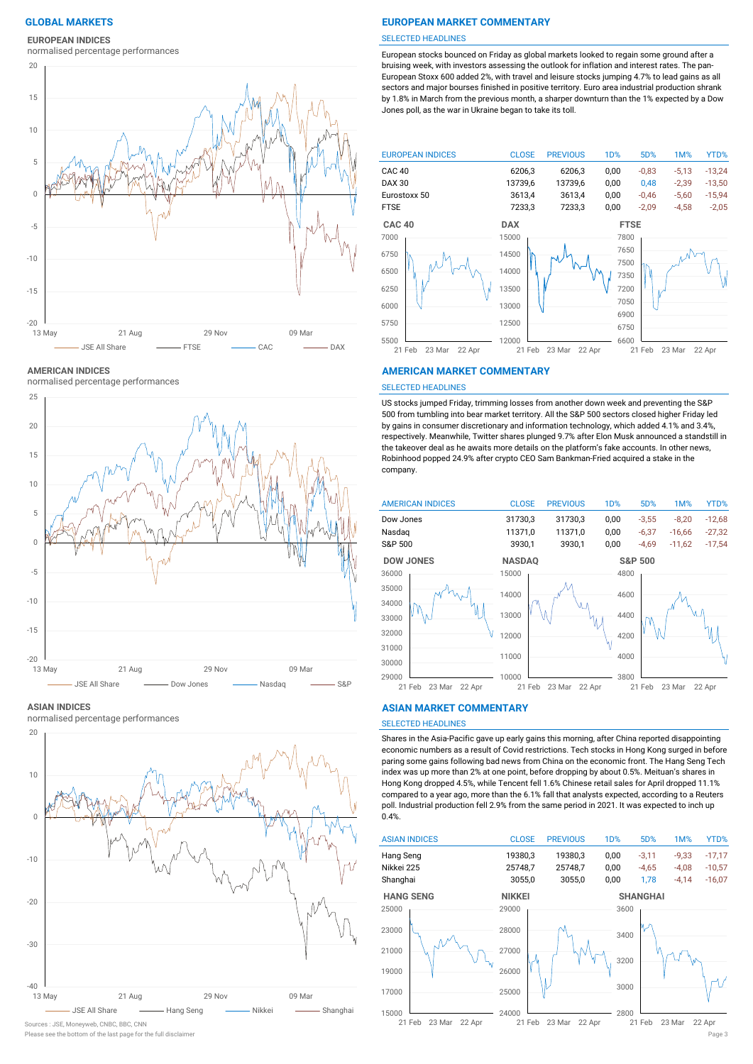# GLOBAL MARKETS

## EUROPEAN INDICES

normalised percentage performances

JSE All Share — FTSE — CAC — DAX

# EUROPEAN MARKET COMMENTARY

SELECTED HEADLINES

European stocks bounced on Friday as global markets looked to regain some ground after a bruising week, with investors assessing the outlook for inflation and interest rates. The pan-European Stoxx 600 added 2%, with travel and leisure stocks jumping 4.7% to lead gains as all sectors and major bourses finished in positive territory. Euro area industrial production shrank by 1.8% in March from the previous month, a sharper downturn than the 1% expected by a Dow Jones poll, as the war in Ukraine began to take its toll.

| EUROPEAN INDICES | CLOSE | PREVIOUS | 1D% | 5D% | 1M% | YTD% |
|---|---|---|---|---|---|---|
| CAC 40 | 6206,3 | 6206,3 | 0,00 | -0,83 | -5,13 | -13,24 |
| DAX 30 | 13739,6 | 13739,6 | 0,00 | 0,48 | -2,39 | -13,50 |
| Eurostoxx 50 | 3613,4 | 3613,4 | 0,00 | -0,46 | -5,60 | -15,94 |
| FTSE | 7233,3 | 7233,3 | 0,00 | -2,09 | -4,58 | -2,05 |

## AMERICAN INDICES

normalised percentage performances

JSE All Share — Dow Jones — Nasdaq — S&P

# AMERICAN MARKET COMMENTARY

SELECTED HEADLINES

US stocks jumped Friday, trimming losses from another down week and preventing the S&P 500 from tumbling into bear market territory. All the S&P 500 sectors closed higher Friday led by gains in consumer discretionary and information technology, which added 4.1% and 3.4%, respectively. Meanwhile, Twitter shares plunged 9.7% after Elon Musk announced a standstill in the takeover deal as he awaits more details on the platform's fake accounts. In other news, Robinhood popped 24.9% after crypto CEO Sam Bankman-Fried acquired a stake in the company.

| AMERICAN INDICES | CLOSE | PREVIOUS | 1D% | 5D% | 1M% | YTD% |
|---|---|---|---|---|---|---|
| Dow Jones | 31730,3 | 31730,3 | 0,00 | -3,55 | -8,20 | -12,68 |
| Nasdaq | 11371,0 | 11371,0 | 0,00 | -6,37 | -16,66 | -27,32 |
| S&P 500 | 3930,1 | 3930,1 | 0,00 | -4,69 | -11,62 | -17,54 |

## ASIAN INDICES

normalised percentage performances

JSE All Share — Hang Seng — Nikkei — Shanghai

# ASIAN MARKET COMMENTARY

SELECTED HEADLINES

Shares in the Asia-Pacific gave up early gains this morning, after China reported disappointing economic numbers as a result of Covid restrictions. Tech stocks in Hong Kong surged in before paring some gains following bad news from China on the economic front. The Hang Seng Tech index was up more than 2% at one point, before dropping by about 0.5%. Meituan's shares in Hong Kong dropped 4.5%, while Tencent fell 1.6% Chinese retail sales for April dropped 11.1% compared to a year ago, more than the 6.1% fall that analysts expected, according to a Reuters poll. Industrial production fell 2.9% from the same period in 2021. It was expected to inch up 0.4%.

| ASIAN INDICES | CLOSE | PREVIOUS | 1D% | 5D% | 1M% | YTD% |
|---|---|---|---|---|---|---|
| Hang Seng | 19380,3 | 19380,3 | 0,00 | -3,11 | -9,33 | -17,17 |
| Nikkei 225 | 25748,7 | 25748,7 | 0,00 | -4,65 | -4,08 | -10,57 |
| Shanghai | 3055,0 | 3055,0 | 0,00 | 1,78 | -4,14 | -16,07 |

Sources : JSE, Moneyweb, CNBC, BBC, CNN

Please see the bottom of the last page for the full disclaimer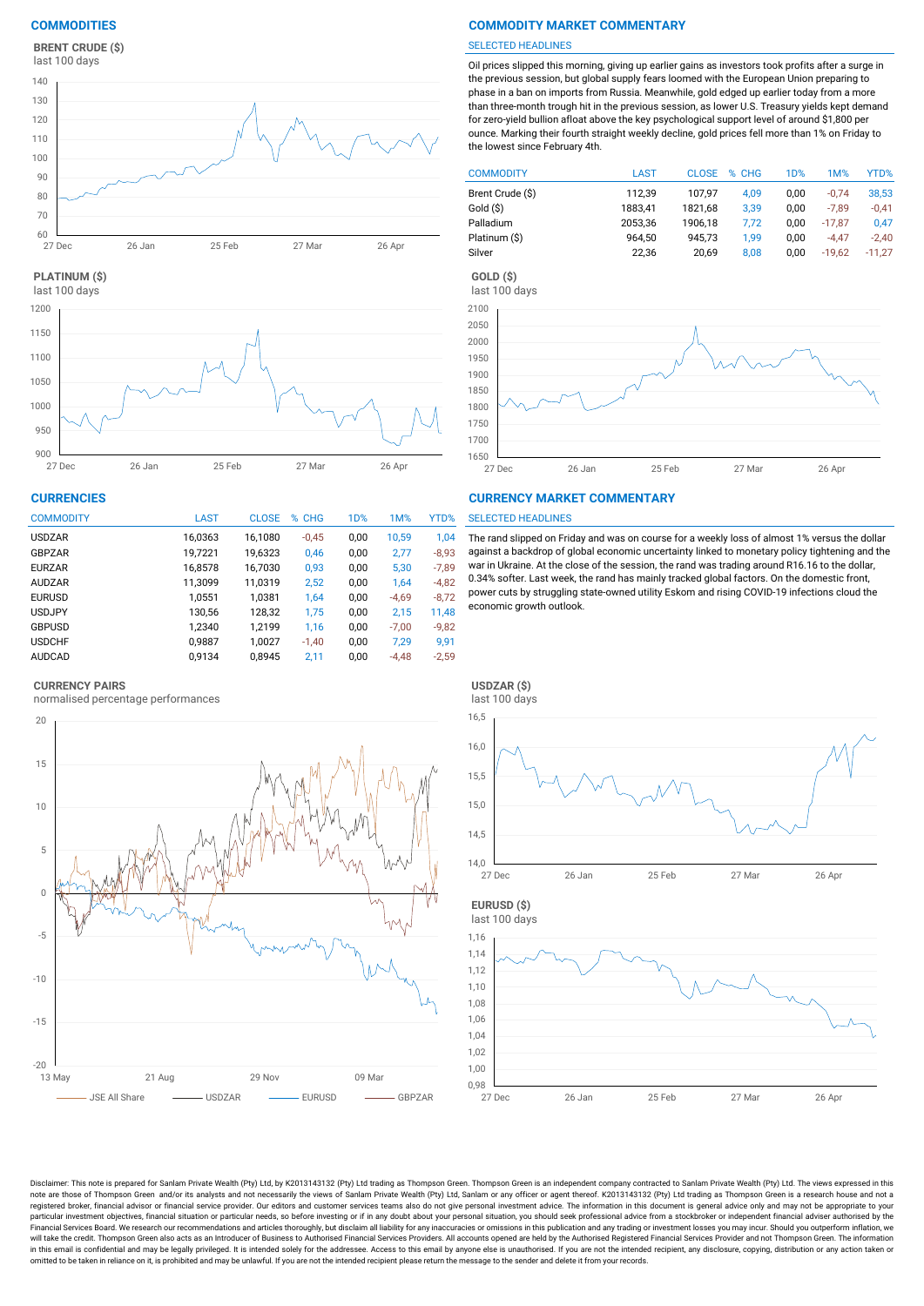## COMMODITIES

**BRENT CRUDE ($)**
last 100 days

140
130
120
110
100
90
80
70
60
27 Dec
26 Jan
25 Feb
27 Mar
26 Apr

**PLATINUM ($)**
last 100 days

1200
1150
1100
1050
1000
950
900
27 Dec
26 Jan
25 Feb
27 Mar
26 Apr

## COMMODITY MARKET COMMENTARY

SELECTED HEADLINES

Oil prices slipped this morning, giving up earlier gains as investors took profits after a surge in the previous session, but global supply fears loomed with the European Union preparing to phase in a ban on imports from Russia. Meanwhile, gold edged up earlier today from a more than three-month trough hit in the previous session, as lower U.S. Treasury yields kept demand for zero-yield bullion afloat above the key psychological support level of around $1,800 per ounce. Marking their fourth straight weekly decline, gold prices fell more than 1% on Friday to the lowest since February 4th.

| COMMODITY | LAST | CLOSE | % CHG | 1D% | 1M% | YTD% |
|---|---|---|---|---|---|---|
| Brent Crude ($) | 112,39 | 107,97 | 4,09 | 0,00 | -0,74 | 38,53 |
| Gold ($) | 1883,41 | 1821,68 | 3,39 | 0,00 | -7,89 | -0,41 |
| Palladium | 2053,36 | 1906,18 | 7,72 | 0,00 | -17,87 | 0,47 |
| Platinum ($) | 964,50 | 945,73 | 1,99 | 0,00 | -4,47 | -2,40 |
| Silver | 22,36 | 20,69 | 8,08 | 0,00 | -19,62 | -11,27 |

**GOLD ($)**
last 100 days

2100
2050
2000
1950
1900
1850
1800
1750
1700
1650
27 Dec
26 Jan
25 Feb
27 Mar
26 Apr

## CURRENCIES

| COMMODITY | LAST | CLOSE | % CHG | 1D% | 1M% | YTD% |
|---|---|---|---|---|---|---|
| USDZAR | 16,0363 | 16,1080 | -0,45 | 0,00 | 10,59 | 1,04 |
| GBPZAR | 19,7221 | 19,6323 | 0,46 | 0,00 | 2,77 | -8,93 |
| EURZAR | 16,8578 | 16,7030 | 0,93 | 0,00 | 5,30 | -7,89 |
| AUDZAR | 11,3099 | 11,0319 | 2,52 | 0,00 | 1,64 | -4,82 |
| EURUSD | 1,0551 | 1,0381 | 1,64 | 0,00 | -4,69 | -8,72 |
| USDJPY | 130,56 | 128,32 | 1,75 | 0,00 | 2,15 | 11,48 |
| GBPUSD | 1,2340 | 1,2199 | 1,16 | 0,00 | -7,00 | -9,82 |
| USDCHF | 0,9887 | 1,0027 | -1,40 | 0,00 | 7,29 | 9,91 |
| AUDCAD | 0,9134 | 0,8945 | 2,11 | 0,00 | -4,48 | -2,59 |

## CURRENCY MARKET COMMENTARY

SELECTED HEADLINES

The rand slipped on Friday and was on course for a weekly loss of almost 1% versus the dollar against a backdrop of global economic uncertainty linked to monetary policy tightening and the war in Ukraine. At the close of the session, the rand was trading around R16.16 to the dollar, 0.34% softer. Last week, the rand has mainly tracked global factors. On the domestic front, power cuts by struggling state-owned utility Eskom and rising COVID-19 infections cloud the economic growth outlook.

**CURRENCY PAIRS**
normalised percentage performances

20
15
10
5
0
-5
-10
-15
-20
13 May
21 Aug
29 Nov
09 Mar
JSE All Share
USDZAR
EURUSD
GBPZAR

**USDZAR ($)**
last 100 days

16,5
16,0
15,5
15,0
14,5
14,0
27 Dec
26 Jan
25 Feb
27 Mar
26 Apr

**EURUSD ($)**
last 100 days

1,16
1,14
1,12
1,10
1,08
1,06
1,04
1,02
1,00
0,98
27 Dec
26 Jan
25 Feb
27 Mar
26 Apr

Disclaimer: This note is prepared for Sanlam Private Wealth (Pty) Ltd, by K2013143132 (Pty) Ltd trading as Thompson Green. Thompson Green is an independent company contracted to Sanlam Private Wealth (Pty) Ltd. The views expressed in this note are those of Thompson Green and its analysts and not necessarily the views of Sanlam Private Wealth (Pty) Ltd, Sanlam or any officer or agent thereof. K2013143132 (Pty) Ltd trading as Thompson Green is a research house and not a registered broker, financial advisor or financial service provider. Our editors and customer services teams also do not give personal investment advice. The information in this document is general advice only and may not be appropriate to your particular investment objectives, financial situation or particular needs, so before investing or if in any doubt about your personal situation, you should seek professional advice from a stockbroker or independent financial adviser authorised by the Financial Services Board. We research our recommendations and articles thoroughly, but disclaim all liability for any inaccuracies or omissions in this publication and any trading or investment losses you may incur. Should you outperform inflation, we will take the credit. Thompson Green also acts as an Introducer of Business to Authorised Financial Services Providers. All accounts opened are held by the Authorised Registered Financial Services Provider and not Thompson Green. The information in this email is confidential and may be legally privileged. It is intended solely for the addressee. Access to this email by anyone else is unauthorised. If you are not the intended recipient, any disclosure, copying, distribution or any action taken or omitted to be taken in reliance on it, is prohibited and may be unlawful. If you are not the intended recipient please return the message to the sender and delete it from your records.